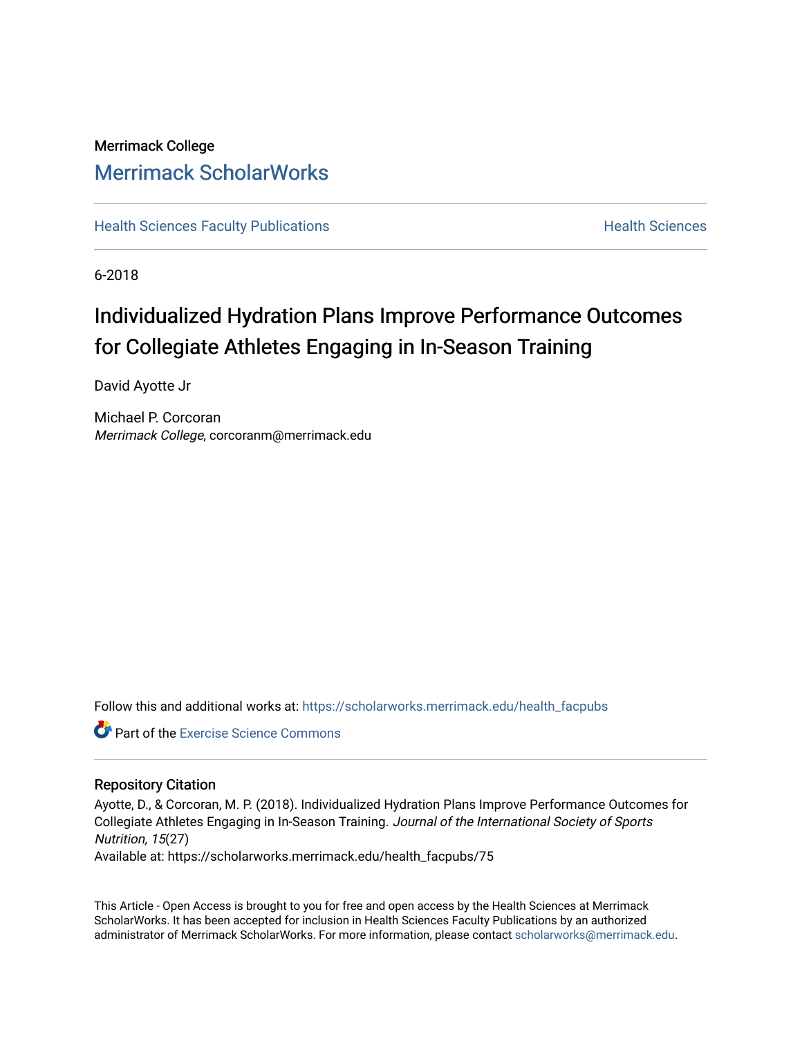Merrimack College

# Merrimack ScholarWorks

Health Sciences Faculty Publications | Health Sciences

6-2018

# Individualized Hydration Plans Improve Performance Outcomes for Collegiate Athletes Engaging in In-Season Training

David Ayotte Jr

Michael P. Corcoran
*Merrimack College*, corcoranm@merrimack.edu

Follow this and additional works at: https://scholarworks.merrimack.edu/health_facpubs

Part of the Exercise Science Commons

## Repository Citation

Ayotte, D., & Corcoran, M. P. (2018). Individualized Hydration Plans Improve Performance Outcomes for Collegiate Athletes Engaging in In-Season Training. *Journal of the International Society of Sports Nutrition, 15*(27)

Available at: https://scholarworks.merrimack.edu/health_facpubs/75

This Article - Open Access is brought to you for free and open access by the Health Sciences at Merrimack ScholarWorks. It has been accepted for inclusion in Health Sciences Faculty Publications by an authorized administrator of Merrimack ScholarWorks. For more information, please contact scholarworks@merrimack.edu.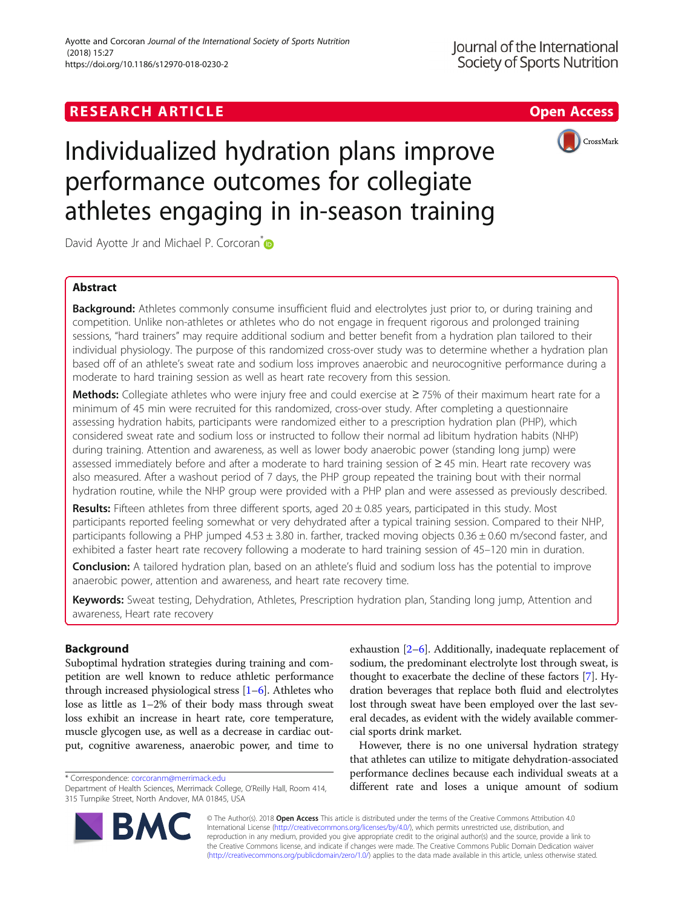# Individualized hydration plans improve performance outcomes for collegiate athletes engaging in in-season training

David Ayotte Jr and Michael P. Corcoran*

## Abstract

**Background:** Athletes commonly consume insufficient fluid and electrolytes just prior to, or during training and competition. Unlike non-athletes or athletes who do not engage in frequent rigorous and prolonged training sessions, "hard trainers" may require additional sodium and better benefit from a hydration plan tailored to their individual physiology. The purpose of this randomized cross-over study was to determine whether a hydration plan based off of an athlete's sweat rate and sodium loss improves anaerobic and neurocognitive performance during a moderate to hard training session as well as heart rate recovery from this session.

**Methods:** Collegiate athletes who were injury free and could exercise at ≥ 75% of their maximum heart rate for a minimum of 45 min were recruited for this randomized, cross-over study. After completing a questionnaire assessing hydration habits, participants were randomized either to a prescription hydration plan (PHP), which considered sweat rate and sodium loss or instructed to follow their normal ad libitum hydration habits (NHP) during training. Attention and awareness, as well as lower body anaerobic power (standing long jump) were assessed immediately before and after a moderate to hard training session of ≥ 45 min. Heart rate recovery was also measured. After a washout period of 7 days, the PHP group repeated the training bout with their normal hydration routine, while the NHP group were provided with a PHP plan and were assessed as previously described.

**Results:** Fifteen athletes from three different sports, aged 20 ± 0.85 years, participated in this study. Most participants reported feeling somewhat or very dehydrated after a typical training session. Compared to their NHP, participants following a PHP jumped 4.53 ± 3.80 in. farther, tracked moving objects 0.36 ± 0.60 m/second faster, and exhibited a faster heart rate recovery following a moderate to hard training session of 45–120 min in duration.

**Conclusion:** A tailored hydration plan, based on an athlete's fluid and sodium loss has the potential to improve anaerobic power, attention and awareness, and heart rate recovery time.

**Keywords:** Sweat testing, Dehydration, Athletes, Prescription hydration plan, Standing long jump, Attention and awareness, Heart rate recovery

## Background

Suboptimal hydration strategies during training and competition are well known to reduce athletic performance through increased physiological stress [1–6]. Athletes who lose as little as 1–2% of their body mass through sweat loss exhibit an increase in heart rate, core temperature, muscle glycogen use, as well as a decrease in cardiac output, cognitive awareness, anaerobic power, and time to exhaustion [2–6]. Additionally, inadequate replacement of sodium, the predominant electrolyte lost through sweat, is thought to exacerbate the decline of these factors [7]. Hydration beverages that replace both fluid and electrolytes lost through sweat have been employed over the last several decades, as evident with the widely available commercial sports drink market.

However, there is no one universal hydration strategy that athletes can utilize to mitigate dehydration-associated performance declines because each individual sweats at a different rate and loses a unique amount of sodium

* Correspondence: corcoranm@merrimack.edu
Department of Health Sciences, Merrimack College, O'Reilly Hall, Room 414, 315 Turnpike Street, North Andover, MA 01845, USA

© The Author(s). 2018 **Open Access** This article is distributed under the terms of the Creative Commons Attribution 4.0 International License (http://creativecommons.org/licenses/by/4.0/), which permits unrestricted use, distribution, and reproduction in any medium, provided you give appropriate credit to the original author(s) and the source, provide a link to the Creative Commons license, and indicate if changes were made. The Creative Commons Public Domain Dedication waiver (http://creativecommons.org/publicdomain/zero/1.0/) applies to the data made available in this article, unless otherwise stated.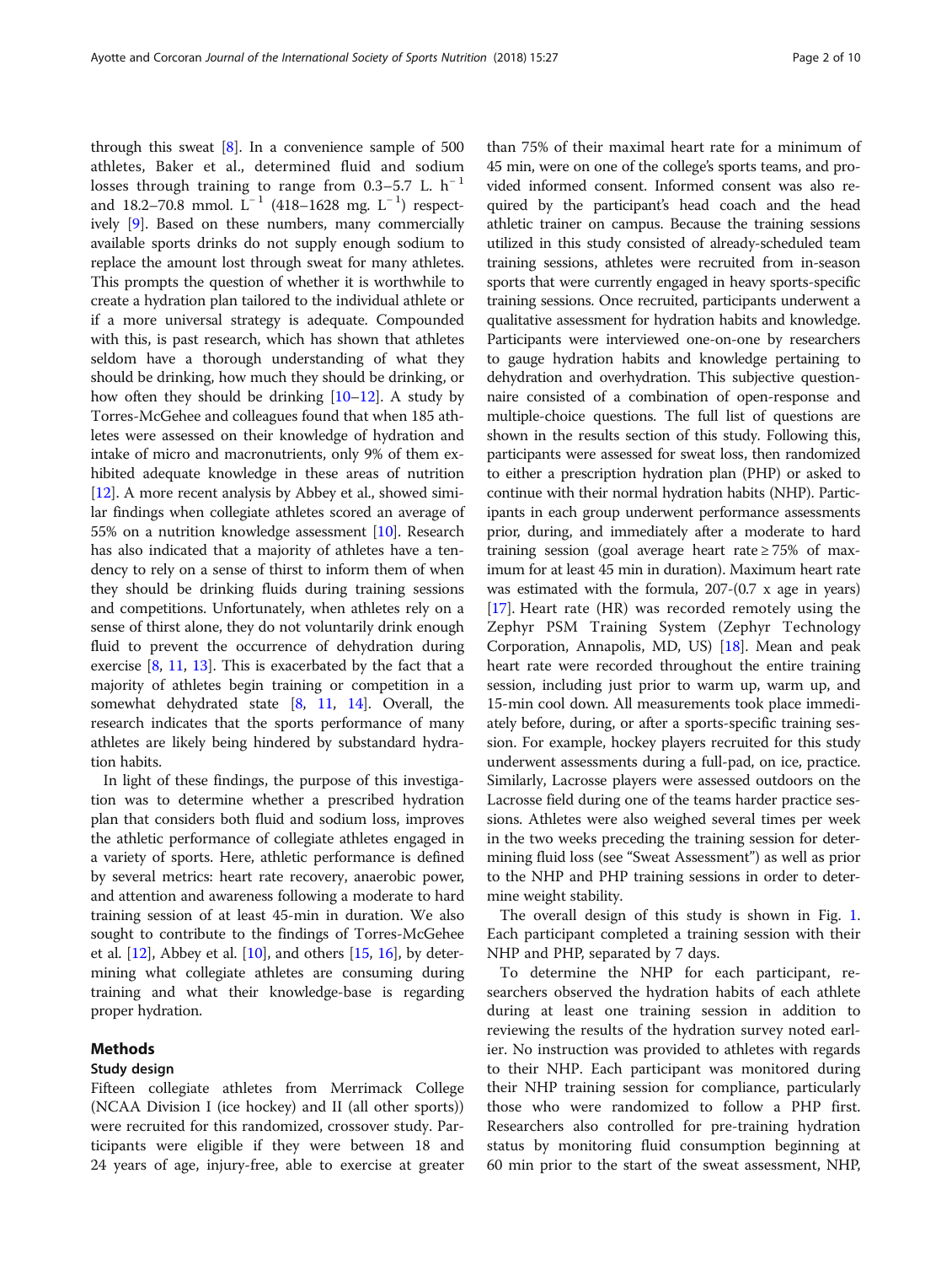through this sweat [8]. In a convenience sample of 500 athletes, Baker et al., determined fluid and sodium losses through training to range from 0.3–5.7 L. $h^{-1}$ and 18.2–70.8 mmol. $L^{-1}$ (418–1628 mg. $L^{-1}$) respectively [9]. Based on these numbers, many commercially available sports drinks do not supply enough sodium to replace the amount lost through sweat for many athletes. This prompts the question of whether it is worthwhile to create a hydration plan tailored to the individual athlete or if a more universal strategy is adequate. Compounded with this, is past research, which has shown that athletes seldom have a thorough understanding of what they should be drinking, how much they should be drinking, or how often they should be drinking [10–12]. A study by Torres-McGehee and colleagues found that when 185 athletes were assessed on their knowledge of hydration and intake of micro and macronutrients, only 9% of them exhibited adequate knowledge in these areas of nutrition [12]. A more recent analysis by Abbey et al., showed similar findings when collegiate athletes scored an average of 55% on a nutrition knowledge assessment [10]. Research has also indicated that a majority of athletes have a tendency to rely on a sense of thirst to inform them of when they should be drinking fluids during training sessions and competitions. Unfortunately, when athletes rely on a sense of thirst alone, they do not voluntarily drink enough fluid to prevent the occurrence of dehydration during exercise [8, 11, 13]. This is exacerbated by the fact that a majority of athletes begin training or competition in a somewhat dehydrated state [8, 11, 14]. Overall, the research indicates that the sports performance of many athletes are likely being hindered by substandard hydration habits.

In light of these findings, the purpose of this investigation was to determine whether a prescribed hydration plan that considers both fluid and sodium loss, improves the athletic performance of collegiate athletes engaged in a variety of sports. Here, athletic performance is defined by several metrics: heart rate recovery, anaerobic power, and attention and awareness following a moderate to hard training session of at least 45-min in duration. We also sought to contribute to the findings of Torres-McGehee et al. [12], Abbey et al. [10], and others [15, 16], by determining what collegiate athletes are consuming during training and what their knowledge-base is regarding proper hydration.

## Methods

### Study design

Fifteen collegiate athletes from Merrimack College (NCAA Division I (ice hockey) and II (all other sports)) were recruited for this randomized, crossover study. Participants were eligible if they were between 18 and 24 years of age, injury-free, able to exercise at greater than 75% of their maximal heart rate for a minimum of 45 min, were on one of the college's sports teams, and provided informed consent. Informed consent was also required by the participant's head coach and the head athletic trainer on campus. Because the training sessions utilized in this study consisted of already-scheduled team training sessions, athletes were recruited from in-season sports that were currently engaged in heavy sports-specific training sessions. Once recruited, participants underwent a qualitative assessment for hydration habits and knowledge. Participants were interviewed one-on-one by researchers to gauge hydration habits and knowledge pertaining to dehydration and overhydration. This subjective questionnaire consisted of a combination of open-response and multiple-choice questions. The full list of questions are shown in the results section of this study. Following this, participants were assessed for sweat loss, then randomized to either a prescription hydration plan (PHP) or asked to continue with their normal hydration habits (NHP). Participants in each group underwent performance assessments prior, during, and immediately after a moderate to hard training session (goal average heart rate ≥ 75% of maximum for at least 45 min in duration). Maximum heart rate was estimated with the formula, 207-(0.7 x age in years) [17]. Heart rate (HR) was recorded remotely using the Zephyr PSM Training System (Zephyr Technology Corporation, Annapolis, MD, US) [18]. Mean and peak heart rate were recorded throughout the entire training session, including just prior to warm up, warm up, and 15-min cool down. All measurements took place immediately before, during, or after a sports-specific training session. For example, hockey players recruited for this study underwent assessments during a full-pad, on ice, practice. Similarly, Lacrosse players were assessed outdoors on the Lacrosse field during one of the teams harder practice sessions. Athletes were also weighed several times per week in the two weeks preceding the training session for determining fluid loss (see "Sweat Assessment") as well as prior to the NHP and PHP training sessions in order to determine weight stability.

The overall design of this study is shown in Fig. 1. Each participant completed a training session with their NHP and PHP, separated by 7 days.

To determine the NHP for each participant, researchers observed the hydration habits of each athlete during at least one training session in addition to reviewing the results of the hydration survey noted earlier. No instruction was provided to athletes with regards to their NHP. Each participant was monitored during their NHP training session for compliance, particularly those who were randomized to follow a PHP first. Researchers also controlled for pre-training hydration status by monitoring fluid consumption beginning at 60 min prior to the start of the sweat assessment, NHP,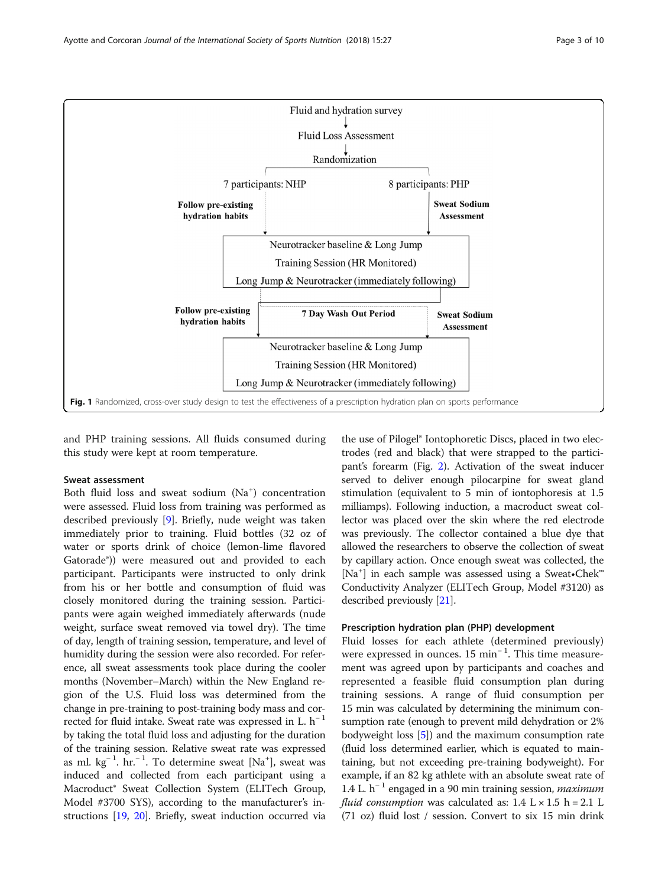Fluid and hydration survey

Fluid Loss Assessment

Randomization

7 participants: NHP | 8 participants: PHP

**Follow pre-existing hydration habits** | **Sweat Sodium Assessment**

Neurotracker baseline & Long Jump

Training Session (HR Monitored)

Long Jump & Neurotracker (immediately following)

**Follow pre-existing hydration habits** | **7 Day Wash Out Period** | **Sweat Sodium Assessment**

Neurotracker baseline & Long Jump

Training Session (HR Monitored)

Long Jump & Neurotracker (immediately following)

**Fig. 1** Randomized, cross-over study design to test the effectiveness of a prescription hydration plan on sports performance

and PHP training sessions. All fluids consumed during this study were kept at room temperature.

### Sweat assessment

Both fluid loss and sweat sodium ($Na^+$) concentration were assessed. Fluid loss from training was performed as described previously [9]. Briefly, nude weight was taken immediately prior to training. Fluid bottles (32 oz of water or sports drink of choice (lemon-lime flavored Gatorade®)) were measured out and provided to each participant. Participants were instructed to only drink from his or her bottle and consumption of fluid was closely monitored during the training session. Participants were again weighed immediately afterwards (nude weight, surface sweat removed via towel dry). The time of day, length of training session, temperature, and level of humidity during the session were also recorded. For reference, all sweat assessments took place during the cooler months (November–March) within the New England region of the U.S. Fluid loss was determined from the change in pre-training to post-training body mass and corrected for fluid intake. Sweat rate was expressed in L. $h^{-1}$ by taking the total fluid loss and adjusting for the duration of the training session. Relative sweat rate was expressed as ml. $kg^{-1}$. $hr.^{-1}$. To determine sweat [$Na^+$], sweat was induced and collected from each participant using a Macroduct® Sweat Collection System (ELITech Group, Model #3700 SYS), according to the manufacturer's instructions [19, 20]. Briefly, sweat induction occurred via the use of Pilogel® Iontophoretic Discs, placed in two electrodes (red and black) that were strapped to the participant's forearm (Fig. 2). Activation of the sweat inducer served to deliver enough pilocarpine for sweat gland stimulation (equivalent to 5 min of iontophoresis at 1.5 milliamps). Following induction, a macroduct sweat collector was placed over the skin where the red electrode was previously. The collector contained a blue dye that allowed the researchers to observe the collection of sweat by capillary action. Once enough sweat was collected, the [$Na^+$] in each sample was assessed using a Sweat•Chek™ Conductivity Analyzer (ELITech Group, Model #3120) as described previously [21].

### Prescription hydration plan (PHP) development

Fluid losses for each athlete (determined previously) were expressed in ounces. 15 $min^{-1}$. This time measurement was agreed upon by participants and coaches and represented a feasible fluid consumption plan during training sessions. A range of fluid consumption per 15 min was calculated by determining the minimum consumption rate (enough to prevent mild dehydration or 2% bodyweight loss [5]) and the maximum consumption rate (fluid loss determined earlier, which is equated to maintaining, but not exceeding pre-training bodyweight). For example, if an 82 kg athlete with an absolute sweat rate of 1.4 L. $h^{-1}$ engaged in a 90 min training session, *maximum fluid consumption* was calculated as: 1.4 L × 1.5 h = 2.1 L (71 oz) fluid lost / session. Convert to six 15 min drink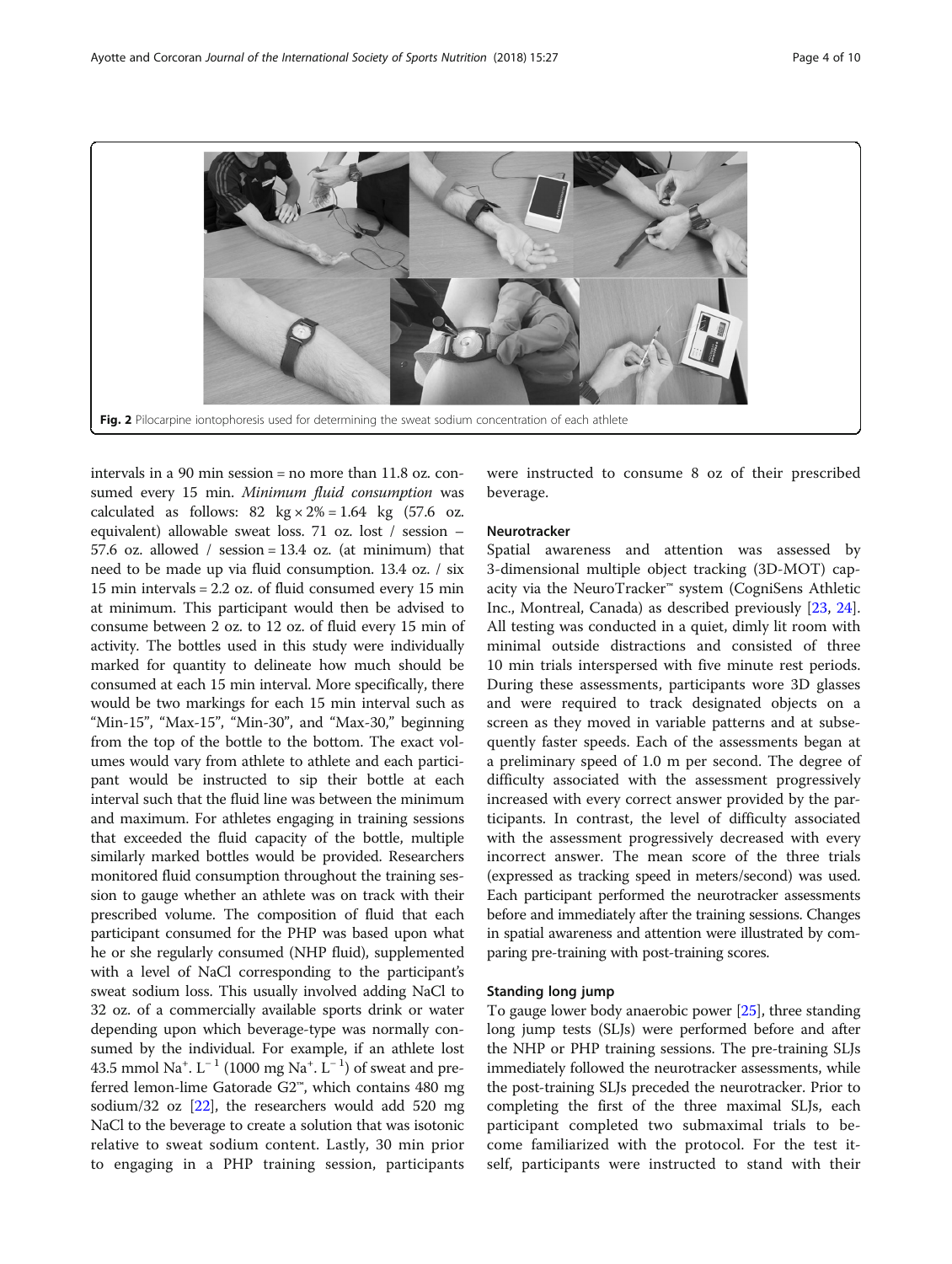Fig. 2 Pilocarpine iontophoresis used for determining the sweat sodium concentration of each athlete

intervals in a 90 min session = no more than 11.8 oz. consumed every 15 min. *Minimum fluid consumption* was calculated as follows: 82 kg × 2% = 1.64 kg (57.6 oz. equivalent) allowable sweat loss. 71 oz. lost / session – 57.6 oz. allowed / session = 13.4 oz. (at minimum) that need to be made up via fluid consumption. 13.4 oz. / six 15 min intervals = 2.2 oz. of fluid consumed every 15 min at minimum. This participant would then be advised to consume between 2 oz. to 12 oz. of fluid every 15 min of activity. The bottles used in this study were individually marked for quantity to delineate how much should be consumed at each 15 min interval. More specifically, there would be two markings for each 15 min interval such as "Min-15", "Max-15", "Min-30", and "Max-30," beginning from the top of the bottle to the bottom. The exact volumes would vary from athlete to athlete and each participant would be instructed to sip their bottle at each interval such that the fluid line was between the minimum and maximum. For athletes engaging in training sessions that exceeded the fluid capacity of the bottle, multiple similarly marked bottles would be provided. Researchers monitored fluid consumption throughout the training session to gauge whether an athlete was on track with their prescribed volume. The composition of fluid that each participant consumed for the PHP was based upon what he or she regularly consumed (NHP fluid), supplemented with a level of NaCl corresponding to the participant's sweat sodium loss. This usually involved adding NaCl to 32 oz. of a commercially available sports drink or water depending upon which beverage-type was normally consumed by the individual. For example, if an athlete lost 43.5 mmol $Na^{+}$. $L^{-1}$ (1000 mg $Na^{+}$. $L^{-1}$) of sweat and preferred lemon-lime Gatorade G2™, which contains 480 mg sodium/32 oz [22], the researchers would add 520 mg NaCl to the beverage to create a solution that was isotonic relative to sweat sodium content. Lastly, 30 min prior to engaging in a PHP training session, participants were instructed to consume 8 oz of their prescribed beverage.

### Neurotracker

Spatial awareness and attention was assessed by 3-dimensional multiple object tracking (3D-MOT) capacity via the NeuroTracker™ system (CogniSens Athletic Inc., Montreal, Canada) as described previously [23, 24]. All testing was conducted in a quiet, dimly lit room with minimal outside distractions and consisted of three 10 min trials interspersed with five minute rest periods. During these assessments, participants wore 3D glasses and were required to track designated objects on a screen as they moved in variable patterns and at subsequently faster speeds. Each of the assessments began at a preliminary speed of 1.0 m per second. The degree of difficulty associated with the assessment progressively increased with every correct answer provided by the participants. In contrast, the level of difficulty associated with the assessment progressively decreased with every incorrect answer. The mean score of the three trials (expressed as tracking speed in meters/second) was used. Each participant performed the neurotracker assessments before and immediately after the training sessions. Changes in spatial awareness and attention were illustrated by comparing pre-training with post-training scores.

### Standing long jump

To gauge lower body anaerobic power [25], three standing long jump tests (SLJs) were performed before and after the NHP or PHP training sessions. The pre-training SLJs immediately followed the neurotracker assessments, while the post-training SLJs preceded the neurotracker. Prior to completing the first of the three maximal SLJs, each participant completed two submaximal trials to become familiarized with the protocol. For the test itself, participants were instructed to stand with their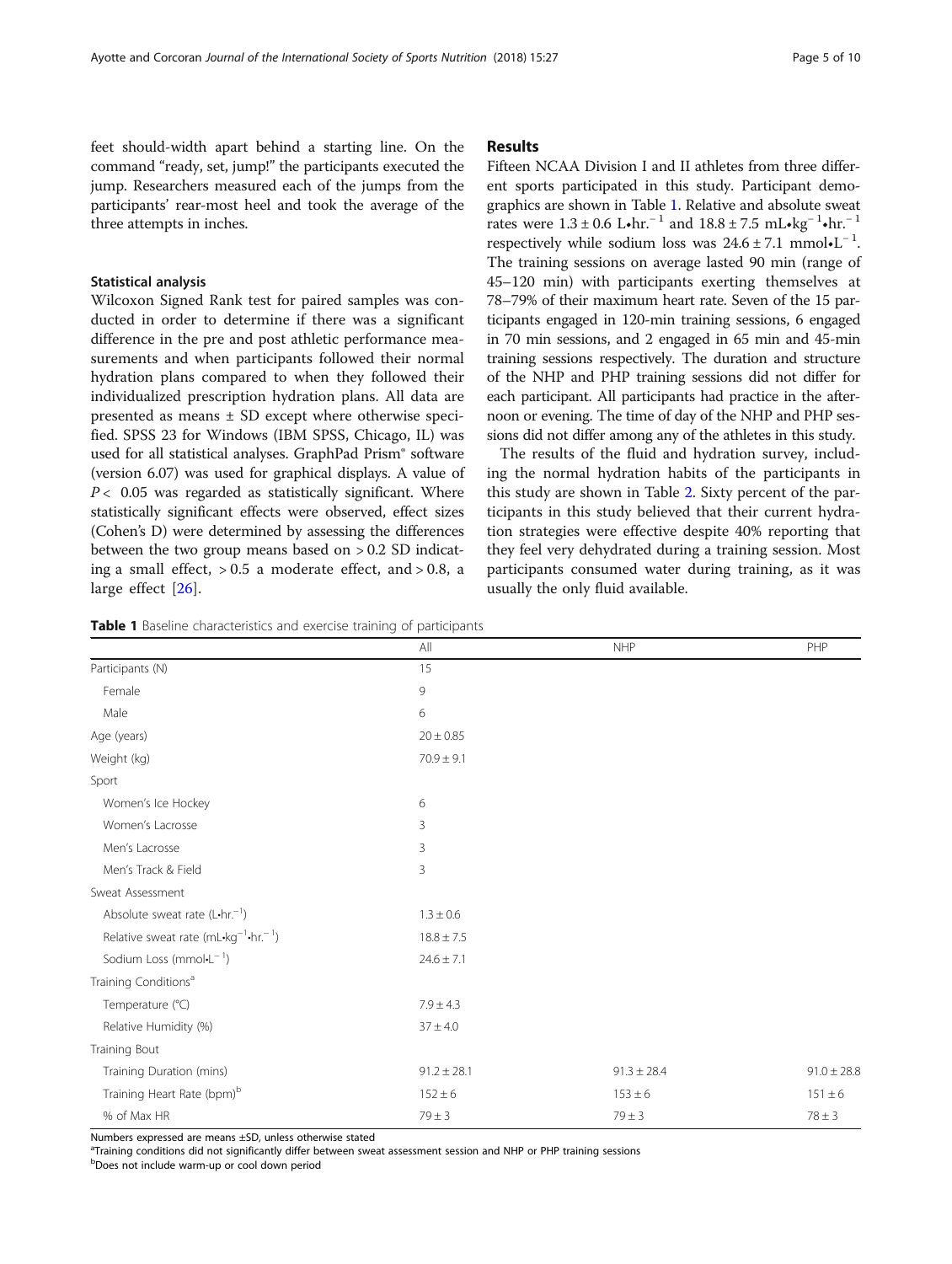feet should-width apart behind a starting line. On the command "ready, set, jump!" the participants executed the jump. Researchers measured each of the jumps from the participants' rear-most heel and took the average of the three attempts in inches.

### Statistical analysis

Wilcoxon Signed Rank test for paired samples was conducted in order to determine if there was a significant difference in the pre and post athletic performance measurements and when participants followed their normal hydration plans compared to when they followed their individualized prescription hydration plans. All data are presented as means ± SD except where otherwise specified. SPSS 23 for Windows (IBM SPSS, Chicago, IL) was used for all statistical analyses. GraphPad Prism® software (version 6.07) was used for graphical displays. A value of $P < 0.05$ was regarded as statistically significant. Where statistically significant effects were observed, effect sizes (Cohen's D) were determined by assessing the differences between the two group means based on > 0.2 SD indicating a small effect, > 0.5 a moderate effect, and > 0.8, a large effect [26].

## Results

Fifteen NCAA Division I and II athletes from three different sports participated in this study. Participant demographics are shown in Table 1. Relative and absolute sweat rates were $1.3 \pm 0.6$ L•hr.$^{-1}$ and $18.8 \pm 7.5$ mL•kg$^{-1}$•hr.$^{-1}$ respectively while sodium loss was $24.6 \pm 7.1$ mmol•L$^{-1}$. The training sessions on average lasted 90 min (range of 45–120 min) with participants exerting themselves at 78–79% of their maximum heart rate. Seven of the 15 participants engaged in 120-min training sessions, 6 engaged in 70 min sessions, and 2 engaged in 65 min and 45-min training sessions respectively. The duration and structure of the NHP and PHP training sessions did not differ for each participant. All participants had practice in the afternoon or evening. The time of day of the NHP and PHP sessions did not differ among any of the athletes in this study.

The results of the fluid and hydration survey, including the normal hydration habits of the participants in this study are shown in Table 2. Sixty percent of the participants in this study believed that their current hydration strategies were effective despite 40% reporting that they feel very dehydrated during a training session. Most participants consumed water during training, as it was usually the only fluid available.

**Table 1** Baseline characteristics and exercise training of participants

| | All | NHP | PHP |
|---|---|---|---|
| Participants (N) | 15 | | |
| Female | 9 | | |
| Male | 6 | | |
| Age (years) | 20 ± 0.85 | | |
| Weight (kg) | 70.9 ± 9.1 | | |
| Sport | | | |
| Women's Ice Hockey | 6 | | |
| Women's Lacrosse | 3 | | |
| Men's Lacrosse | 3 | | |
| Men's Track & Field | 3 | | |
| Sweat Assessment | | | |
| Absolute sweat rate (L•hr.$^{-1}$) | 1.3 ± 0.6 | | |
| Relative sweat rate (mL•kg$^{-1}$•hr.$^{-1}$) | 18.8 ± 7.5 | | |
| Sodium Loss (mmol•L$^{-1}$) | 24.6 ± 7.1 | | |
| Training Conditions[a] | | | |
| Temperature (°C) | 7.9 ± 4.3 | | |
| Relative Humidity (%) | 37 ± 4.0 | | |
| Training Bout | | | |
| Training Duration (mins) | 91.2 ± 28.1 | 91.3 ± 28.4 | 91.0 ± 28.8 |
| Training Heart Rate (bpm)[b] | 152 ± 6 | 153 ± 6 | 151 ± 6 |
| % of Max HR | 79 ± 3 | 79 ± 3 | 78 ± 3 |

Numbers expressed are means ±SD, unless otherwise stated
[a]Training conditions did not significantly differ between sweat assessment session and NHP or PHP training sessions
[b]Does not include warm-up or cool down period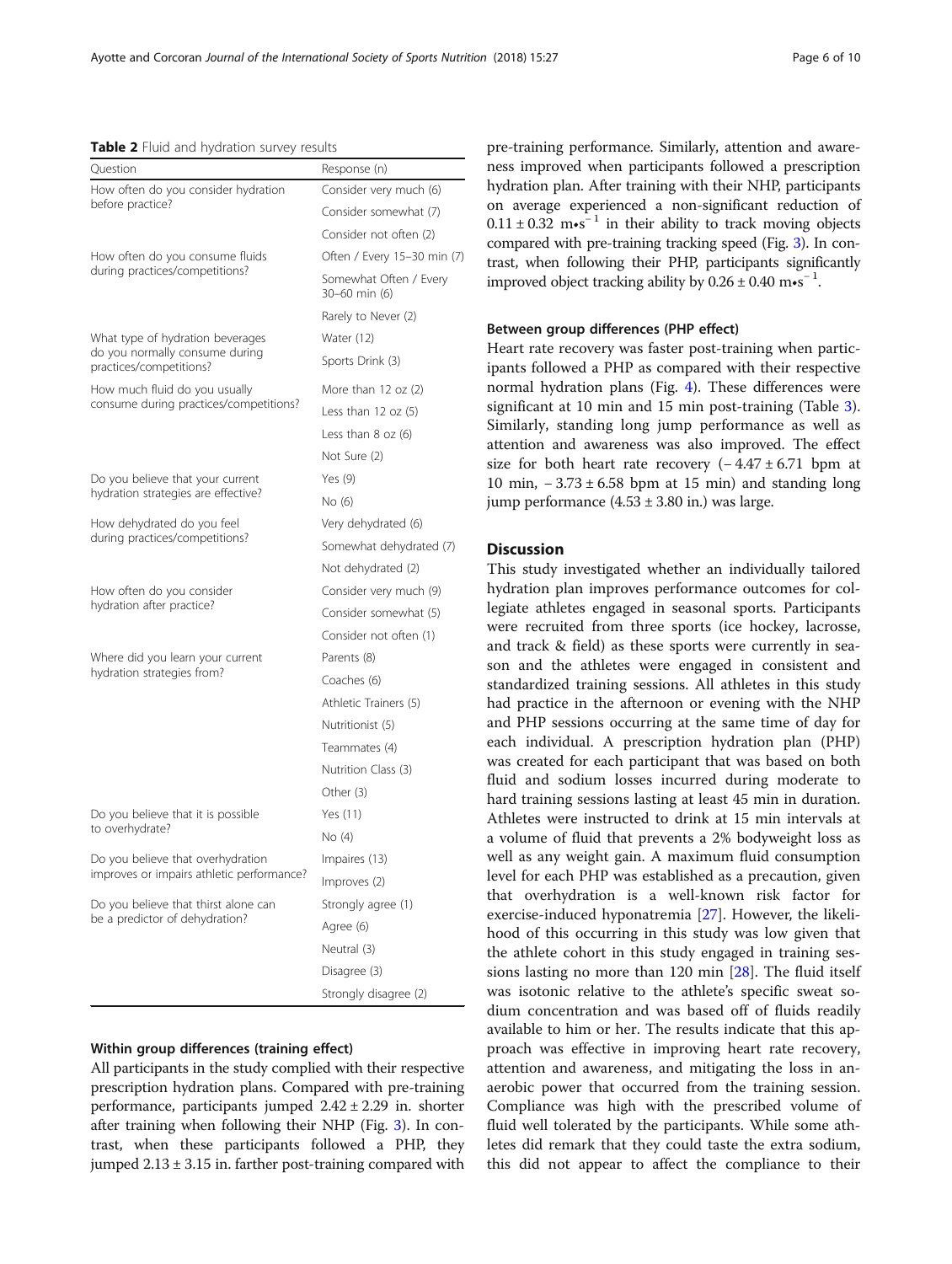**Table 2** Fluid and hydration survey results

| Question | Response (n) |
| --- | --- |
| How often do you consider hydration before practice? | Consider very much (6) |
| | Consider somewhat (7) |
| | Consider not often (2) |
| How often do you consume fluids during practices/competitions? | Often / Every 15–30 min (7) |
| | Somewhat Often / Every 30–60 min (6) |
| | Rarely to Never (2) |
| What type of hydration beverages do you normally consume during practices/competitions? | Water (12) |
| | Sports Drink (3) |
| How much fluid do you usually consume during practices/competitions? | More than 12 oz (2) |
| | Less than 12 oz (5) |
| | Less than 8 oz (6) |
| | Not Sure (2) |
| Do you believe that your current hydration strategies are effective? | Yes (9) |
| | No (6) |
| How dehydrated do you feel during practices/competitions? | Very dehydrated (6) |
| | Somewhat dehydrated (7) |
| | Not dehydrated (2) |
| How often do you consider hydration after practice? | Consider very much (9) |
| | Consider somewhat (5) |
| | Consider not often (1) |
| Where did you learn your current hydration strategies from? | Parents (8) |
| | Coaches (6) |
| | Athletic Trainers (5) |
| | Nutritionist (5) |
| | Teammates (4) |
| | Nutrition Class (3) |
| | Other (3) |
| Do you believe that it is possible to overhydrate? | Yes (11) |
| | No (4) |
| Do you believe that overhydration improves or impairs athletic performance? | Impairs (13) |
| | Improves (2) |
| Do you believe that thirst alone can be a predictor of dehydration? | Strongly agree (1) |
| | Agree (6) |
| | Neutral (3) |
| | Disagree (3) |
| | Strongly disagree (2) |

### Within group differences (training effect)

All participants in the study complied with their respective prescription hydration plans. Compared with pre-training performance, participants jumped $2.42 \pm 2.29$ in. shorter after training when following their NHP (Fig. 3). In contrast, when these participants followed a PHP, they jumped $2.13 \pm 3.15$ in. farther post-training compared with pre-training performance. Similarly, attention and awareness improved when participants followed a prescription hydration plan. After training with their NHP, participants on average experienced a non-significant reduction of $0.11 \pm 0.32$ $m \bullet s^{-1}$ in their ability to track moving objects compared with pre-training tracking speed (Fig. 3). In contrast, when following their PHP, participants significantly improved object tracking ability by $0.26 \pm 0.40$ $m \bullet s^{-1}$.

### Between group differences (PHP effect)

Heart rate recovery was faster post-training when participants followed a PHP as compared with their respective normal hydration plans (Fig. 4). These differences were significant at 10 min and 15 min post-training (Table 3). Similarly, standing long jump performance as well as attention and awareness was also improved. The effect size for both heart rate recovery ($-4.47 \pm 6.71$ bpm at 10 min, $-3.73 \pm 6.58$ bpm at 15 min) and standing long jump performance ($4.53 \pm 3.80$ in.) was large.

## Discussion

This study investigated whether an individually tailored hydration plan improves performance outcomes for collegiate athletes engaged in seasonal sports. Participants were recruited from three sports (ice hockey, lacrosse, and track & field) as these sports were currently in season and the athletes were engaged in consistent and standardized training sessions. All athletes in this study had practice in the afternoon or evening with the NHP and PHP sessions occurring at the same time of day for each individual. A prescription hydration plan (PHP) was created for each participant that was based on both fluid and sodium losses incurred during moderate to hard training sessions lasting at least 45 min in duration. Athletes were instructed to drink at 15 min intervals at a volume of fluid that prevents a 2% bodyweight loss as well as any weight gain. A maximum fluid consumption level for each PHP was established as a precaution, given that overhydration is a well-known risk factor for exercise-induced hyponatremia [27]. However, the likelihood of this occurring in this study was low given that the athlete cohort in this study engaged in training sessions lasting no more than 120 min [28]. The fluid itself was isotonic relative to the athlete's specific sweat sodium concentration and was based off of fluids readily available to him or her. The results indicate that this approach was effective in improving heart rate recovery, attention and awareness, and mitigating the loss in anaerobic power that occurred from the training session. Compliance was high with the prescribed volume of fluid well tolerated by the participants. While some athletes did remark that they could taste the extra sodium, this did not appear to affect the compliance to their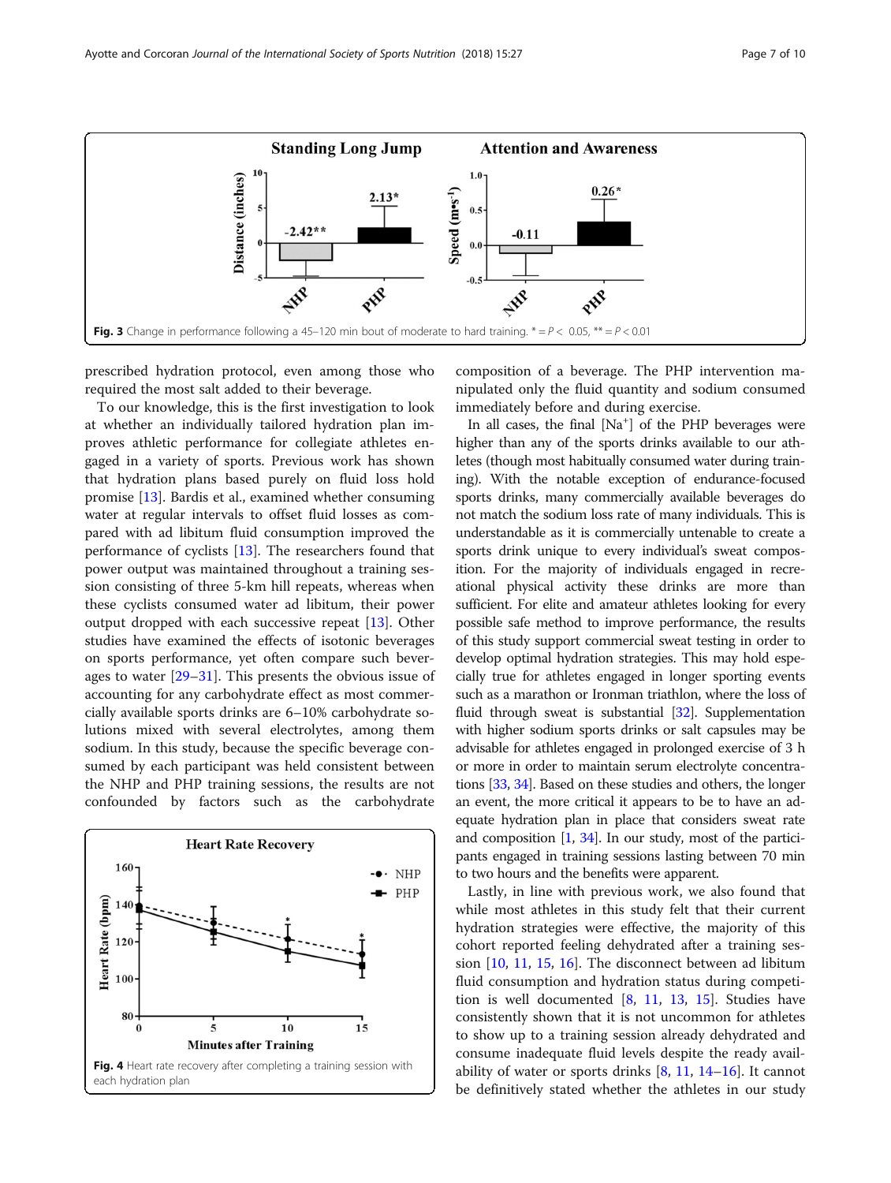Fig. 3 Change in performance following a 45–120 min bout of moderate to hard training. * = $P < 0.05$, ** = $P < 0.01$

prescribed hydration protocol, even among those who required the most salt added to their beverage.

To our knowledge, this is the first investigation to look at whether an individually tailored hydration plan improves athletic performance for collegiate athletes engaged in a variety of sports. Previous work has shown that hydration plans based purely on fluid loss hold promise [13]. Bardis et al., examined whether consuming water at regular intervals to offset fluid losses as compared with ad libitum fluid consumption improved the performance of cyclists [13]. The researchers found that power output was maintained throughout a training session consisting of three 5-km hill repeats, whereas when these cyclists consumed water ad libitum, their power output dropped with each successive repeat [13]. Other studies have examined the effects of isotonic beverages on sports performance, yet often compare such beverages to water [29–31]. This presents the obvious issue of accounting for any carbohydrate effect as most commercially available sports drinks are 6–10% carbohydrate solutions mixed with several electrolytes, among them sodium. In this study, because the specific beverage consumed by each participant was held consistent between the NHP and PHP training sessions, the results are not confounded by factors such as the carbohydrate composition of a beverage. The PHP intervention manipulated only the fluid quantity and sodium consumed immediately before and during exercise.

Fig. 4 Heart rate recovery after completing a training session with each hydration plan

In all cases, the final $[Na^+]$ of the PHP beverages were higher than any of the sports drinks available to our athletes (though most habitually consumed water during training). With the notable exception of endurance-focused sports drinks, many commercially available beverages do not match the sodium loss rate of many individuals. This is understandable as it is commercially untenable to create a sports drink unique to every individual's sweat composition. For the majority of individuals engaged in recreational physical activity these drinks are more than sufficient. For elite and amateur athletes looking for every possible safe method to improve performance, the results of this study support commercial sweat testing in order to develop optimal hydration strategies. This may hold especially true for athletes engaged in longer sporting events such as a marathon or Ironman triathlon, where the loss of fluid through sweat is substantial [32]. Supplementation with higher sodium sports drinks or salt capsules may be advisable for athletes engaged in prolonged exercise of 3 h or more in order to maintain serum electrolyte concentrations [33, 34]. Based on these studies and others, the longer an event, the more critical it appears to be to have an adequate hydration plan in place that considers sweat rate and composition [1, 34]. In our study, most of the participants engaged in training sessions lasting between 70 min to two hours and the benefits were apparent.

Lastly, in line with previous work, we also found that while most athletes in this study felt that their current hydration strategies were effective, the majority of this cohort reported feeling dehydrated after a training session [10, 11, 15, 16]. The disconnect between ad libitum fluid consumption and hydration status during competition is well documented [8, 11, 13, 15]. Studies have consistently shown that it is not uncommon for athletes to show up to a training session already dehydrated and consume inadequate fluid levels despite the ready availability of water or sports drinks [8, 11, 14–16]. It cannot be definitively stated whether the athletes in our study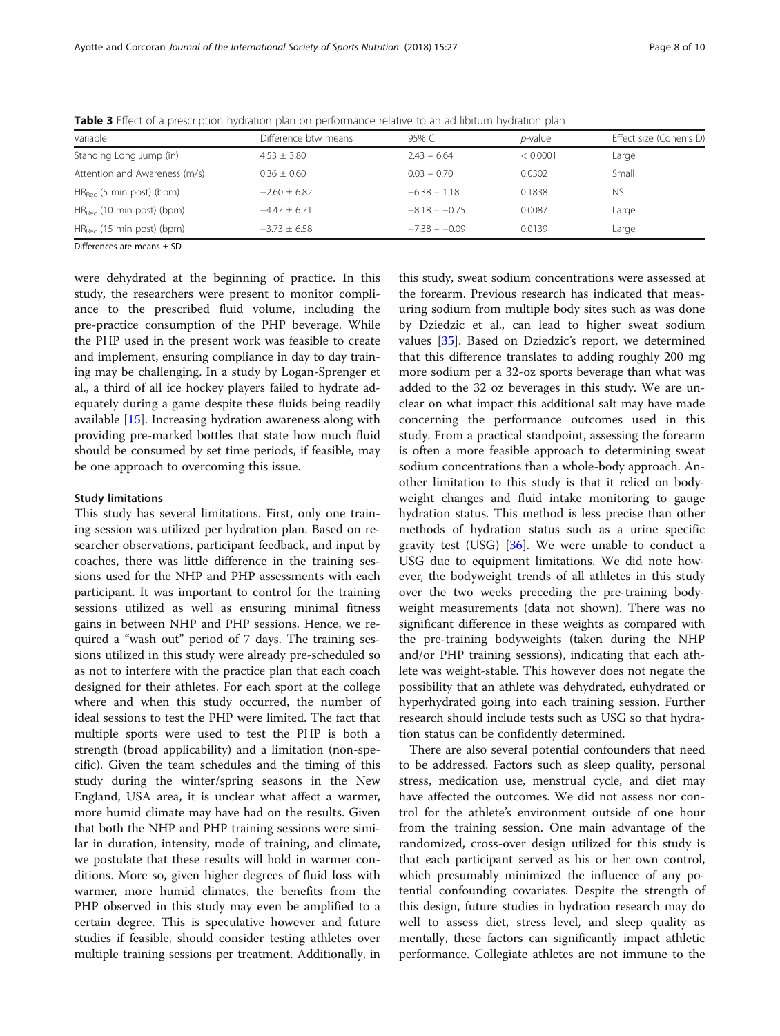**Table 3** Effect of a prescription hydration plan on performance relative to an ad libitum hydration plan

| Variable | Difference btw means | 95% CI | *p*-value | Effect size (Cohen's D) |
|---|---|---|---|---|
| Standing Long Jump (in) | 4.53 ± 3.80 | 2.43 – 6.64 | < 0.0001 | Large |
| Attention and Awareness (m/s) | 0.36 ± 0.60 | 0.03 – 0.70 | 0.0302 | Small |
| $HR_{Rec}$ (5 min post) (bpm) | −2.60 ± 6.82 | −6.38 – 1.18 | 0.1838 | NS |
| $HR_{Rec}$ (10 min post) (bpm) | −4.47 ± 6.71 | −8.18 – −0.75 | 0.0087 | Large |
| $HR_{Rec}$ (15 min post) (bpm) | −3.73 ± 6.58 | −7.38 – −0.09 | 0.0139 | Large |

Differences are means ± SD

were dehydrated at the beginning of practice. In this study, the researchers were present to monitor compliance to the prescribed fluid volume, including the pre-practice consumption of the PHP beverage. While the PHP used in the present work was feasible to create and implement, ensuring compliance in day to day training may be challenging. In a study by Logan-Sprenger et al., a third of all ice hockey players failed to hydrate adequately during a game despite these fluids being readily available [15]. Increasing hydration awareness along with providing pre-marked bottles that state how much fluid should be consumed by set time periods, if feasible, may be one approach to overcoming this issue.

#### Study limitations

This study has several limitations. First, only one training session was utilized per hydration plan. Based on researcher observations, participant feedback, and input by coaches, there was little difference in the training sessions used for the NHP and PHP assessments with each participant. It was important to control for the training sessions utilized as well as ensuring minimal fitness gains in between NHP and PHP sessions. Hence, we required a "wash out" period of 7 days. The training sessions utilized in this study were already pre-scheduled so as not to interfere with the practice plan that each coach designed for their athletes. For each sport at the college where and when this study occurred, the number of ideal sessions to test the PHP were limited. The fact that multiple sports were used to test the PHP is both a strength (broad applicability) and a limitation (non-specific). Given the team schedules and the timing of this study during the winter/spring seasons in the New England, USA area, it is unclear what affect a warmer, more humid climate may have had on the results. Given that both the NHP and PHP training sessions were similar in duration, intensity, mode of training, and climate, we postulate that these results will hold in warmer conditions. More so, given higher degrees of fluid loss with warmer, more humid climates, the benefits from the PHP observed in this study may even be amplified to a certain degree. This is speculative however and future studies if feasible, should consider testing athletes over multiple training sessions per treatment. Additionally, in this study, sweat sodium concentrations were assessed at the forearm. Previous research has indicated that measuring sodium from multiple body sites such as was done by Dziedzic et al., can lead to higher sweat sodium values [35]. Based on Dziedzic's report, we determined that this difference translates to adding roughly 200 mg more sodium per a 32-oz sports beverage than what was added to the 32 oz beverages in this study. We are unclear on what impact this additional salt may have made concerning the performance outcomes used in this study. From a practical standpoint, assessing the forearm is often a more feasible approach to determining sweat sodium concentrations than a whole-body approach. Another limitation to this study is that it relied on bodyweight changes and fluid intake monitoring to gauge hydration status. This method is less precise than other methods of hydration status such as a urine specific gravity test (USG) [36]. We were unable to conduct a USG due to equipment limitations. We did note however, the bodyweight trends of all athletes in this study over the two weeks preceding the pre-training bodyweight measurements (data not shown). There was no significant difference in these weights as compared with the pre-training bodyweights (taken during the NHP and/or PHP training sessions), indicating that each athlete was weight-stable. This however does not negate the possibility that an athlete was dehydrated, euhydrated or hyperhydrated going into each training session. Further research should include tests such as USG so that hydration status can be confidently determined.

There are also several potential confounders that need to be addressed. Factors such as sleep quality, personal stress, medication use, menstrual cycle, and diet may have affected the outcomes. We did not assess nor control for the athlete's environment outside of one hour from the training session. One main advantage of the randomized, cross-over design utilized for this study is that each participant served as his or her own control, which presumably minimized the influence of any potential confounding covariates. Despite the strength of this design, future studies in hydration research may do well to assess diet, stress level, and sleep quality as mentally, these factors can significantly impact athletic performance. Collegiate athletes are not immune to the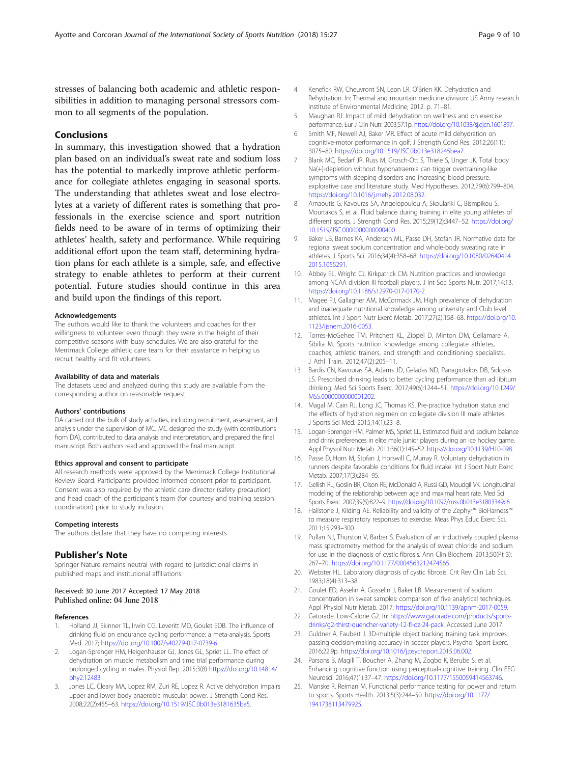stresses of balancing both academic and athletic responsibilities in addition to managing personal stressors common to all segments of the population.

## Conclusions

In summary, this investigation showed that a hydration plan based on an individual's sweat rate and sodium loss has the potential to markedly improve athletic performance for collegiate athletes engaging in seasonal sports. The understanding that athletes sweat and lose electrolytes at a variety of different rates is something that professionals in the exercise science and sport nutrition fields need to be aware of in terms of optimizing their athletes' health, safety and performance. While requiring additional effort upon the team staff, determining hydration plans for each athlete is a simple, safe, and effective strategy to enable athletes to perform at their current potential. Future studies should continue in this area and build upon the findings of this report.

#### Acknowledgements

The authors would like to thank the volunteers and coaches for their willingness to volunteer even though they were in the height of their competitive seasons with busy schedules. We are also grateful for the Merrimack College athletic care team for their assistance in helping us recruit healthy and fit volunteers.

#### Availability of data and materials

The datasets used and analyzed during this study are available from the corresponding author on reasonable request.

#### Authors' contributions

DA carried out the bulk of study activities, including recruitment, assessment, and analysis under the supervision of MC. MC designed the study (with contributions from DA), contributed to data analysis and interpretation, and prepared the final manuscript. Both authors read and approved the final manuscript.

#### Ethics approval and consent to participate

All research methods were approved by the Merrimack College Institutional Review Board. Participants provided informed consent prior to participant. Consent was also required by the athletic care director (safety precaution) and head coach of the participant's team (for courtesy and training session coordination) prior to study inclusion.

#### Competing interests

The authors declare that they have no competing interests.

## Publisher's Note

Springer Nature remains neutral with regard to jurisdictional claims in published maps and institutional affiliations.

Received: 30 June 2017 Accepted: 17 May 2018
Published online: 04 June 2018

#### References

1. Holland JJ, Skinner TL, Irwin CG, Leveritt MD, Goulet EDB. The influence of drinking fluid on endurance cycling performance: a meta-analysis. Sports Med. 2017; https://doi.org/10.1007/s40279-017-0739-6.
2. Logan-Sprenger HM, Heigenhauser GJ, Jones GL, Spriet LL. The effect of dehydration on muscle metabolism and time trial performance during prolonged cycling in males. Physiol Rep. 2015;3(8) https://doi.org/10.14814/phy2.12483.
3. Jones LC, Cleary MA, Lopez RM, Zuri RE, Lopez R. Active dehydration impairs upper and lower body anaerobic muscular power. J Strength Cond Res. 2008;22(2):455–63. https://doi.org/10.1519/JSC.0b013e3181635ba5.
4. Kenefick RW, Cheuvront SN, Leon LR, O'Brien KK. Dehydration and Rehydration. In: Thermal and mountain medicine division: US Army research Institute of Environmental Medicine; 2012. p. 71–81.
5. Maughan RJ. Impact of mild dehydration on wellness and on exercise performance. Eur J Clin Nutr. 2003;57:1p. https://doi.org/10.1038/sj.ejcn.1601897.
6. Smith MF, Newell AJ, Baker MR. Effect of acute mild dehydration on cognitive-motor performance in golf. J Strength Cond Res. 2012;26(11):3075–80. https://doi.org/10.1519/JSC.0b013e318245bea7.
7. Blank MC, Bedarf JR, Russ M, Grosch-Ott S, Thiele S, Unger JK. Total body Na(+)-depletion without hyponatraemia can trigger overtraining-like symptoms with sleeping disorders and increasing blood pressure: explorative case and literature study. Med Hypotheses. 2012;79(6):799–804. https://doi.org/10.1016/j.mehy.2012.08.032.
8. Arnaoutis G, Kavouras SA, Angelopoulou A, Skoulariki C, Bismpikou S, Mourtakos S, et al. Fluid balance during training in elite young athletes of different sports. J Strength Cond Res. 2015;29(12):3447–52. https://doi.org/10.1519/JSC.0000000000000400.
9. Baker LB, Barnes KA, Anderson ML, Passe DH, Stofan JR. Normative data for regional sweat sodium concentration and whole-body sweating rate in athletes. J Sports Sci. 2016;34(4):358–68. https://doi.org/10.1080/02640414.2015.1055291.
10. Abbey EL, Wright CJ, Kirkpatrick CM. Nutrition practices and knowledge among NCAA division III football players. J Int Soc Sports Nutr. 2017;14:13. https://doi.org/10.1186/s12970-017-0170-2.
11. Magee PJ, Gallagher AM, McCormack JM. High prevalence of dehydration and inadequate nutritional knowledge among university and Club level athletes. Int J Sport Nutr Exerc Metab. 2017;27(2):158–68. https://doi.org/10.1123/ijsnem.2016-0053.
12. Torres-McGehee TM, Pritchett KL, Zippel D, Minton DM, Cellamare A, Sibilia M. Sports nutrition knowledge among collegiate athletes, coaches, athletic trainers, and strength and conditioning specialists. J Athl Train. 2012;47(2):205–11.
13. Bardis CN, Kavouras SA, Adams JD, Geladas ND, Panagiotakos DB, Sidossis LS. Prescribed drinking leads to better cycling performance than ad libitum drinking. Med Sci Sports Exerc. 2017;49(6):1244–51. https://doi.org/10.1249/MSS.0000000000001202.
14. Magal M, Cain RJ, Long JC, Thomas KS. Pre-practice hydration status and the effects of hydration regimen on collegiate division III male athletes. J Sports Sci Med. 2015;14(1):23–8.
15. Logan-Sprenger HM, Palmer MS, Spriet LL. Estimated fluid and sodium balance and drink preferences in elite male junior players during an ice hockey game. Appl Physiol Nutr Metab. 2011;36(1):145–52. https://doi.org/10.1139/H10-098.
16. Passe D, Horn M, Stofan J, Horswill C, Murray R. Voluntary dehydration in runners despite favorable conditions for fluid intake. Int J Sport Nutr Exerc Metab. 2007;17(3):284–95.
17. Gellish RL, Goslin BR, Olson RE, McDonald A, Russi GD, Moudgil VK. Longitudinal modeling of the relationship between age and maximal heart rate. Med Sci Sports Exerc. 2007;39(5):822–9. https://doi.org/10.1097/mss.0b013e31803349c6.
18. Hailstone J, Kilding AE. Reliability and validity of the Zephyr™ BioHarness™ to measure respiratory responses to exercise. Meas Phys Educ Exerc Sci. 2011;15:293–300.
19. Pullan NJ, Thurston V, Barber S. Evaluation of an inductively coupled plasma mass spectrometry method for the analysis of sweat chloride and sodium for use in the diagnosis of cystic fibrosis. Ann Clin Biochem. 2013;50(Pt 3):267–70. https://doi.org/10.1177/0004563212474565.
20. Webster HL. Laboratory diagnosis of cystic fibrosis. Crit Rev Clin Lab Sci. 1983;18(4):313–38.
21. Goulet ED, Asselin A, Gosselin J, Baker LB. Measurement of sodium concentration in sweat samples: comparison of five analytical techniques. Appl Physiol Nutr Metab. 2017; https://doi.org/10.1139/apnm-2017-0059.
22. Gatorade. Low-Calorie G2. In: https://www.gatorade.com/products/sports-drinks/g2-thirst-quencher-variety-12-fl-oz-24-pack. Accessed June 2017.
23. Guldner A, Faubert J. 3D-multiple object tracking training task improves passing decision-making accuracy in soccer players. Psychol Sport Exerc. 2016;22:9p. https://doi.org/10.1016/j.psychsport.2015.06.002.
24. Parsons B, Magill T, Boucher A, Zhang M, Zogbo K, Berube S, et al. Enhancing cognitive function using perceptual-cognitive training. Clin EEG Neurosci. 2016;47(1):37–47. https://doi.org/10.1177/1550059414563746.
25. Manske R, Reiman M. Functional performance testing for power and return to sports. Sports Health. 2013;5(3):244–50. https://doi.org/10.1177/1941738113479925.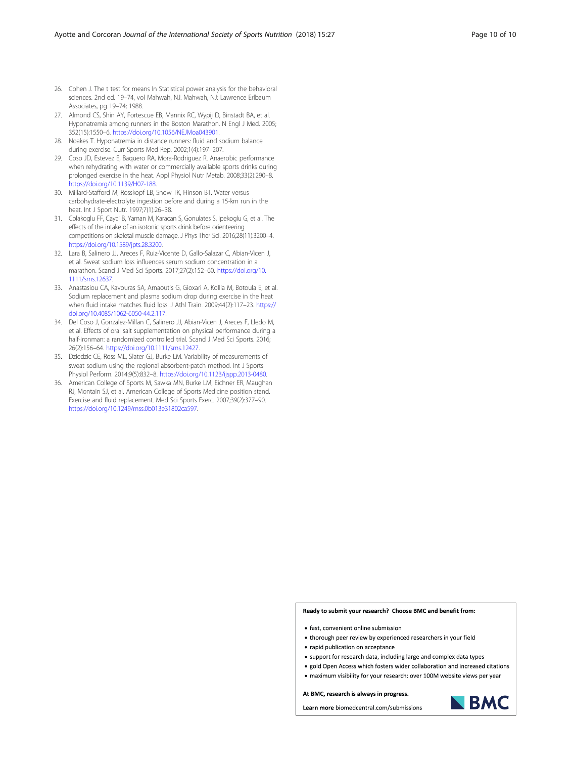26. Cohen J. The t test for means In Statistical power analysis for the behavioral sciences. 2nd ed. 19–74, vol Mahwah, NJ. Mahwah, NJ: Lawrence Erlbaum Associates, pg 19–74; 1988.
27. Almond CS, Shin AY, Fortescue EB, Mannix RC, Wypij D, Binstadt BA, et al. Hyponatremia among runners in the Boston Marathon. N Engl J Med. 2005; 352(15):1550–6. https://doi.org/10.1056/NEJMoa043901.
28. Noakes T. Hyponatremia in distance runners: fluid and sodium balance during exercise. Curr Sports Med Rep. 2002;1(4):197–207.
29. Coso JD, Estevez E, Baquero RA, Mora-Rodriguez R. Anaerobic performance when rehydrating with water or commercially available sports drinks during prolonged exercise in the heat. Appl Physiol Nutr Metab. 2008;33(2):290–8. https://doi.org/10.1139/H07-188.
30. Millard-Stafford M, Rosskopf LB, Snow TK, Hinson BT. Water versus carbohydrate-electrolyte ingestion before and during a 15-km run in the heat. Int J Sport Nutr. 1997;7(1):26–38.
31. Colakoglu FF, Cayci B, Yaman M, Karacan S, Gonulates S, Ipekoglu G, et al. The effects of the intake of an isotonic sports drink before orienteering competitions on skeletal muscle damage. J Phys Ther Sci. 2016;28(11):3200–4. https://doi.org/10.1589/jpts.28.3200.
32. Lara B, Salinero JJ, Areces F, Ruiz-Vicente D, Gallo-Salazar C, Abian-Vicen J, et al. Sweat sodium loss influences serum sodium concentration in a marathon. Scand J Med Sci Sports. 2017;27(2):152–60. https://doi.org/10.1111/sms.12637.
33. Anastasiou CA, Kavouras SA, Arnaoutis G, Gioxari A, Kollia M, Botoula E, et al. Sodium replacement and plasma sodium drop during exercise in the heat when fluid intake matches fluid loss. J Athl Train. 2009;44(2):117–23. https://doi.org/10.4085/1062-6050-44.2.117.
34. Del Coso J, Gonzalez-Millan C, Salinero JJ, Abian-Vicen J, Areces F, Lledo M, et al. Effects of oral salt supplementation on physical performance during a half-ironman: a randomized controlled trial. Scand J Med Sci Sports. 2016; 26(2):156–64. https://doi.org/10.1111/sms.12427.
35. Dziedzic CE, Ross ML, Slater GJ, Burke LM. Variability of measurements of sweat sodium using the regional absorbent-patch method. Int J Sports Physiol Perform. 2014;9(5):832–8. https://doi.org/10.1123/ijspp.2013-0480.
36. American College of Sports M, Sawka MN, Burke LM, Eichner ER, Maughan RJ, Montain SJ, et al. American College of Sports Medicine position stand. Exercise and fluid replacement. Med Sci Sports Exerc. 2007;39(2):377–90. https://doi.org/10.1249/mss.0b013e31802ca597.

**Ready to submit your research? Choose BMC and benefit from:**

- fast, convenient online submission
- thorough peer review by experienced researchers in your field
- rapid publication on acceptance
- support for research data, including large and complex data types
- gold Open Access which fosters wider collaboration and increased citations
- maximum visibility for your research: over 100M website views per year

**At BMC, research is always in progress.**

**Learn more** biomedcentral.com/submissions

BMC